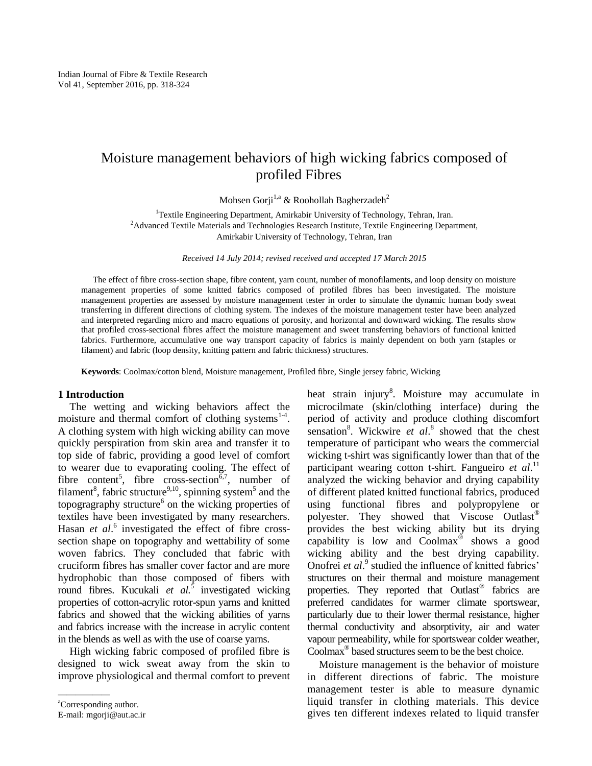# Moisture management behaviors of high wicking fabrics composed of profiled Fibres

Mohsen Gorji[1,a] & Roohollah Bagherzadeh[2]

[1]Textile Engineering Department, Amirkabir University of Technology, Tehran, Iran.
[2]Advanced Textile Materials and Technologies Research Institute, Textile Engineering Department, Amirkabir University of Technology, Tehran, Iran

*Received 14 July 2014; revised received and accepted 17 March 2015*

The effect of fibre cross-section shape, fibre content, yarn count, number of monofilaments, and loop density on moisture management properties of some knitted fabrics composed of profiled fibres has been investigated. The moisture management properties are assessed by moisture management tester in order to simulate the dynamic human body sweat transferring in different directions of clothing system. The indexes of the moisture management tester have been analyzed and interpreted regarding micro and macro equations of porosity, and horizontal and downward wicking. The results show that profiled cross-sectional fibres affect the moisture management and sweet transferring behaviors of functional knitted fabrics. Furthermore, accumulative one way transport capacity of fabrics is mainly dependent on both yarn (staples or filament) and fabric (loop density, knitting pattern and fabric thickness) structures.

**Keywords**: Coolmax/cotton blend, Moisture management, Profiled fibre, Single jersey fabric, Wicking

## 1 Introduction

The wetting and wicking behaviors affect the moisture and thermal comfort of clothing systems[1-4]. A clothing system with high wicking ability can move quickly perspiration from skin area and transfer it to top side of fabric, providing a good level of comfort to wearer due to evaporating cooling. The effect of fibre content[5], fibre cross-section[6,7], number of filament[8], fabric structure[9,10], spinning system[5] and the topogragraphy structure[6] on the wicking properties of textiles have been investigated by many researchers. Hasan *et al*.[6] investigated the effect of fibre cross-section shape on topography and wettability of some woven fabrics. They concluded that fabric with cruciform fibres has smaller cover factor and are more hydrophobic than those composed of fibers with round fibres. Kucukali *et al.*[5] investigated wicking properties of cotton-acrylic rotor-spun yarns and knitted fabrics and showed that the wicking abilities of yarns and fabrics increase with the increase in acrylic content in the blends as well as with the use of coarse yarns.

High wicking fabric composed of profiled fibre is designed to wick sweat away from the skin to improve physiological and thermal comfort to prevent heat strain injury[8]. Moisture may accumulate in microcilmate (skin/clothing interface) during the period of activity and produce clothing discomfort sensation[8]. Wickwire *et al*.[8] showed that the chest temperature of participant who wears the commercial wicking t-shirt was significantly lower than that of the participant wearing cotton t-shirt. Fangueiro *et al*.[11] analyzed the wicking behavior and drying capability of different plated knitted functional fabrics, produced using functional fibres and polypropylene or polyester. They showed that Viscose Outlast® provides the best wicking ability but its drying capability is low and Coolmax® shows a good wicking ability and the best drying capability. Onofrei *et al*.[9] studied the influence of knitted fabrics' structures on their thermal and moisture management properties. They reported that Outlast® fabrics are preferred candidates for warmer climate sportswear, particularly due to their lower thermal resistance, higher thermal conductivity and absorptivity, air and water vapour permeability, while for sportswear colder weather, Coolmax® based structures seem to be the best choice.

Moisture management is the behavior of moisture in different directions of fabric. The moisture management tester is able to measure dynamic liquid transfer in clothing materials. This device gives ten different indexes related to liquid transfer

[a]Corresponding author.
E-mail: mgorji@aut.ac.ir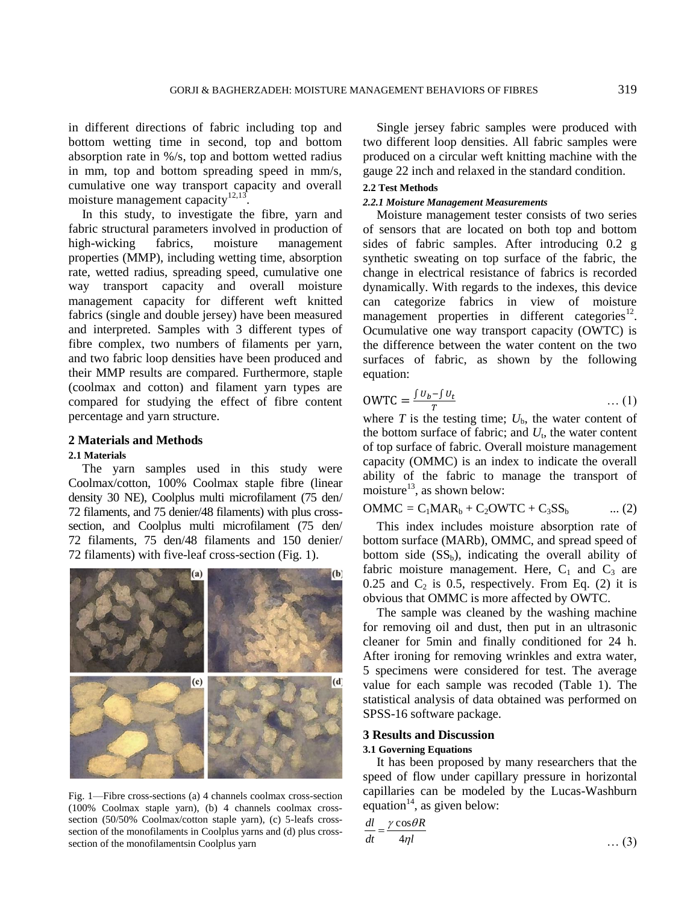in different directions of fabric including top and bottom wetting time in second, top and bottom absorption rate in %/s, top and bottom wetted radius in mm, top and bottom spreading speed in mm/s, cumulative one way transport capacity and overall moisture management capacity[12,13].

In this study, to investigate the fibre, yarn and fabric structural parameters involved in production of high-wicking fabrics, moisture management properties (MMP), including wetting time, absorption rate, wetted radius, spreading speed, cumulative one way transport capacity and overall moisture management capacity for different weft knitted fabrics (single and double jersey) have been measured and interpreted. Samples with 3 different types of fibre complex, two numbers of filaments per yarn, and two fabric loop densities have been produced and their MMP results are compared. Furthermore, staple (coolmax and cotton) and filament yarn types are compared for studying the effect of fibre content percentage and yarn structure.

## 2 Materials and Methods

### 2.1 Materials

The yarn samples used in this study were Coolmax/cotton, 100% Coolmax staple fibre (linear density 30 NE), Coolplus multi microfilament (75 den/ 72 filaments, and 75 denier/48 filaments) with plus cross-section, and Coolplus multi microfilament (75 den/ 72 filaments, 75 den/48 filaments and 150 denier/ 72 filaments) with five-leaf cross-section (Fig. 1).

Fig. 1—Fibre cross-sections (a) 4 channels coolmax cross-section (100% Coolmax staple yarn), (b) 4 channels coolmax cross-section (50/50% Coolmax/cotton staple yarn), (c) 5-leafs cross-section of the monofilaments in Coolplus yarns and (d) plus cross-section of the monofilamentsin Coolplus yarn

Single jersey fabric samples were produced with two different loop densities. All fabric samples were produced on a circular weft knitting machine with the gauge 22 inch and relaxed in the standard condition.

### 2.2 Test Methods

#### *2.2.1 Moisture Management Measurements*

Moisture management tester consists of two series of sensors that are located on both top and bottom sides of fabric samples. After introducing 0.2 g synthetic sweating on top surface of the fabric, the change in electrical resistance of fabrics is recorded dynamically. With regards to the indexes, this device can categorize fabrics in view of moisture management properties in different categories[12]. Ocumulative one way transport capacity (OWTC) is the difference between the water content on the two surfaces of fabric, as shown by the following equation:

$$\mathrm{OWTC} = \frac{\int U_b - \int U_t}{T} \quad \ldots (1)$$

where $T$ is the testing time; $U_b$, the water content of the bottom surface of fabric; and $U_t$, the water content of top surface of fabric. Overall moisture management capacity (OMMC) is an index to indicate the overall ability of the fabric to manage the transport of moisture[13], as shown below:

$$\mathrm{OMMC} = C_1\mathrm{MAR}_b + C_2\mathrm{OWTC} + C_3\mathrm{SS}_b \quad \ldots (2)$$

This index includes moisture absorption rate of bottom surface (MARb), OMMC, and spread speed of bottom side ($SS_b$), indicating the overall ability of fabric moisture management. Here, $C_1$ and $C_3$ are 0.25 and $C_2$ is 0.5, respectively. From Eq. (2) it is obvious that OMMC is more affected by OWTC.

The sample was cleaned by the washing machine for removing oil and dust, then put in an ultrasonic cleaner for 5min and finally conditioned for 24 h. After ironing for removing wrinkles and extra water, 5 specimens were considered for test. The average value for each sample was recoded (Table 1). The statistical analysis of data obtained was performed on SPSS-16 software package.

## 3 Results and Discussion

### 3.1 Governing Equations

It has been proposed by many researchers that the speed of flow under capillary pressure in horizontal capillaries can be modeled by the Lucas-Washburn equation[14], as given below:

$$\frac{dl}{dt} = \frac{\gamma \cos\theta R}{4\eta l} \quad \ldots (3)$$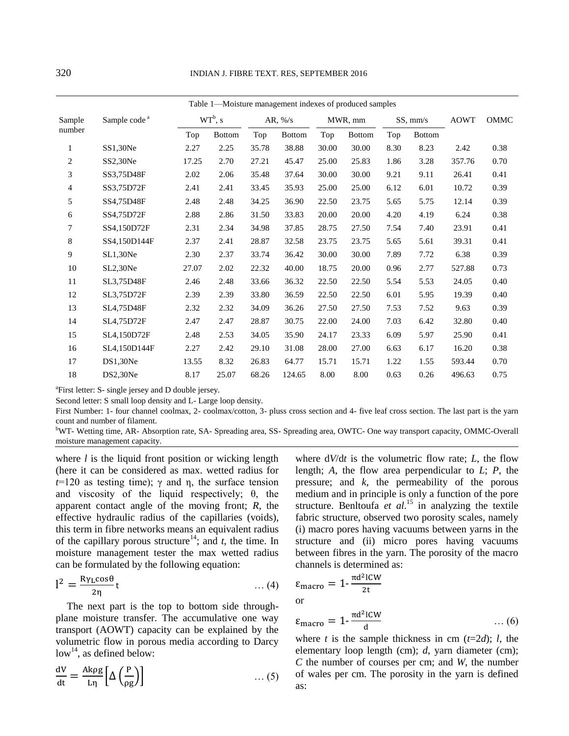Table 1—Moisture management indexes of produced samples

| Sample number | Sample code [a] | $WT^b$, s | | AR, %/s | | MWR, mm | | SS, mm/s | | AOWT | OMMC |
|---|---|---|---|---|---|---|---|---|---|---|---|
| | | Top | Bottom | Top | Bottom | Top | Bottom | Top | Bottom | | |
| 1 | SS1,30Ne | 2.27 | 2.25 | 35.78 | 38.88 | 30.00 | 30.00 | 8.30 | 8.23 | 2.42 | 0.38 |
| 2 | SS2,30Ne | 17.25 | 2.70 | 27.21 | 45.47 | 25.00 | 25.83 | 1.86 | 3.28 | 357.76 | 0.70 |
| 3 | SS3,75D48F | 2.02 | 2.06 | 35.48 | 37.64 | 30.00 | 30.00 | 9.21 | 9.11 | 26.41 | 0.41 |
| 4 | SS3,75D72F | 2.41 | 2.41 | 33.45 | 35.93 | 25.00 | 25.00 | 6.12 | 6.01 | 10.72 | 0.39 |
| 5 | SS4,75D48F | 2.48 | 2.48 | 34.25 | 36.90 | 22.50 | 23.75 | 5.65 | 5.75 | 12.14 | 0.39 |
| 6 | SS4,75D72F | 2.88 | 2.86 | 31.50 | 33.83 | 20.00 | 20.00 | 4.20 | 4.19 | 6.24 | 0.38 |
| 7 | SS4,150D72F | 2.31 | 2.34 | 34.98 | 37.85 | 28.75 | 27.50 | 7.54 | 7.40 | 23.91 | 0.41 |
| 8 | SS4,150D144F | 2.37 | 2.41 | 28.87 | 32.58 | 23.75 | 23.75 | 5.65 | 5.61 | 39.31 | 0.41 |
| 9 | SL1,30Ne | 2.30 | 2.37 | 33.74 | 36.42 | 30.00 | 30.00 | 7.89 | 7.72 | 6.38 | 0.39 |
| 10 | SL2,30Ne | 27.07 | 2.02 | 22.32 | 40.00 | 18.75 | 20.00 | 0.96 | 2.77 | 527.88 | 0.73 |
| 11 | SL3,75D48F | 2.46 | 2.48 | 33.66 | 36.32 | 22.50 | 22.50 | 5.54 | 5.53 | 24.05 | 0.40 |
| 12 | SL3,75D72F | 2.39 | 2.39 | 33.80 | 36.59 | 22.50 | 22.50 | 6.01 | 5.95 | 19.39 | 0.40 |
| 13 | SL4,75D48F | 2.32 | 2.32 | 34.09 | 36.26 | 27.50 | 27.50 | 7.53 | 7.52 | 9.63 | 0.39 |
| 14 | SL4,75D72F | 2.47 | 2.47 | 28.87 | 30.75 | 22.00 | 24.00 | 7.03 | 6.42 | 32.80 | 0.40 |
| 15 | SL4,150D72F | 2.48 | 2.53 | 34.05 | 35.90 | 24.17 | 23.33 | 6.09 | 5.97 | 25.90 | 0.41 |
| 16 | SL4,150D144F | 2.27 | 2.42 | 29.10 | 31.08 | 28.00 | 27.00 | 6.63 | 6.17 | 16.20 | 0.38 |
| 17 | DS1,30Ne | 13.55 | 8.32 | 26.83 | 64.77 | 15.71 | 15.71 | 1.22 | 1.55 | 593.44 | 0.70 |
| 18 | DS2,30Ne | 8.17 | 25.07 | 68.26 | 124.65 | 8.00 | 8.00 | 0.63 | 0.26 | 496.63 | 0.75 |

[a]First letter: S- single jersey and D double jersey.

Second letter: S small loop density and L- Large loop density.

First Number: 1- four channel coolmax, 2- coolmax/cotton, 3- pluss cross section and 4- five leaf cross section. The last part is the yarn count and number of filament.

[b]WT- Wetting time, AR- Absorption rate, SA- Spreading area, SS- Spreading area, OWTC- One way transport capacity, OMMC-Overall moisture management capacity.

where *l* is the liquid front position or wicking length (here it can be considered as max. wetted radius for $t$=120 as testing time); γ and η, the surface tension and viscosity of the liquid respectively; θ, the apparent contact angle of the moving front; *R*, the effective hydraulic radius of the capillaries (voids), this term in fibre networks means an equivalent radius of the capillary porous structure[14]; and *t*, the time. In moisture management tester the max wetted radius can be formulated by the following equation:

$$l^2 = \frac{R\gamma_L \cos\theta}{2\eta} t \qquad \dots (4)$$

The next part is the top to bottom side through-plane moisture transfer. The accumulative one way transport (AOWT) capacity can be explained by the volumetric flow in porous media according to Darcy low[14], as defined below:

$$\frac{dV}{dt} = \frac{Ak\rho g}{L\eta}\left[\Delta\left(\frac{P}{\rho g}\right)\right] \qquad \dots (5)$$

where $dV/dt$ is the volumetric flow rate; *L*, the flow length; *A*, the flow area perpendicular to *L*; *P*, the pressure; and *k*, the permeability of the porous medium and in principle is only a function of the pore structure. Benltoufa *et al*.[15] in analyzing the textile fabric structure, observed two porosity scales, namely (i) macro pores having vacuums between yarns in the structure and (ii) micro pores having vacuums between fibres in the yarn. The porosity of the macro channels is determined as:

$$\varepsilon_{macro} = 1 - \frac{\pi d^2 lCW}{2t}$$

or

$$\varepsilon_{macro} = 1 - \frac{\pi d^2 lCW}{d} \qquad \dots (6)$$

where *t* is the sample thickness in cm ($t$=2$d$); *l*, the elementary loop length (cm); *d*, yarn diameter (cm); *C* the number of courses per cm; and *W*, the number of wales per cm. The porosity in the yarn is defined as: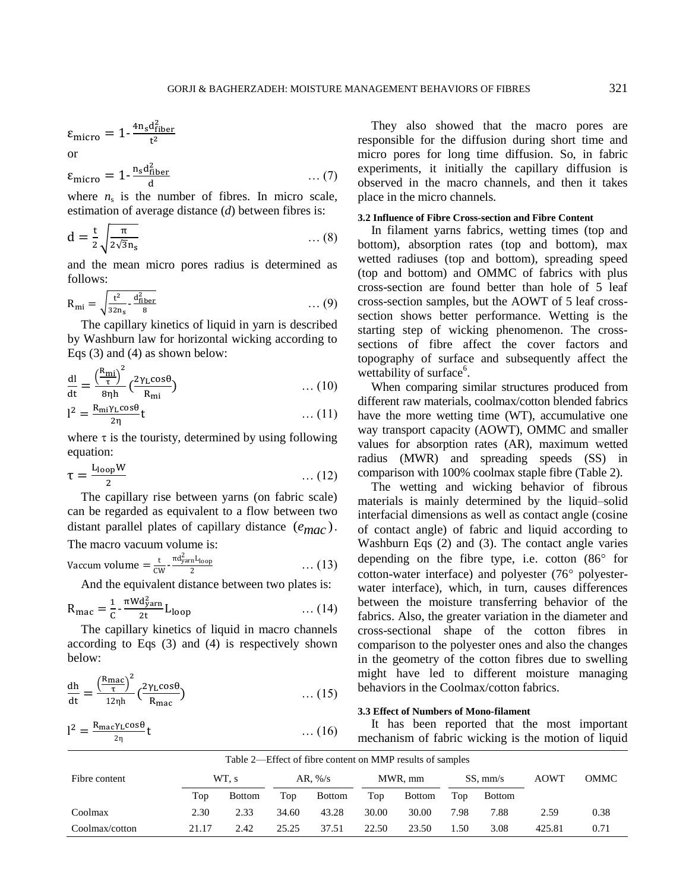$$\varepsilon_{micro} = 1 - \frac{4n_s d_{fiber}^2}{t^2}$$

or

$$\varepsilon_{micro} = 1 - \frac{n_s d_{fiber}^2}{d} \qquad \dots (7)$$

where $n_s$ is the number of fibres. In micro scale, estimation of average distance ($d$) between fibres is:

$$d = \frac{t}{2}\sqrt{\frac{\pi}{2\sqrt{3}n_s}} \qquad \dots (8)$$

and the mean micro pores radius is determined as follows:

$$R_{mi} = \sqrt{\frac{t^2}{32n_s} - \frac{d_{fiber}^2}{8}} \qquad \dots (9)$$

The capillary kinetics of liquid in yarn is described by Washburn law for horizontal wicking according to Eqs (3) and (4) as shown below:

$$\frac{dl}{dt} = \frac{\left(\frac{R_{mi}}{\tau}\right)^2}{8\eta h}\left(\frac{2\gamma_L \cos\theta}{R_{mi}}\right) \qquad \dots (10)$$

$$l^2 = \frac{R_{mi}\gamma_L \cos\theta}{2\eta}t \qquad \dots (11)$$

where $\tau$ is the touristy, determined by using following equation:

$$\tau = \frac{L_{loop}W}{2} \qquad \dots (12)$$

The capillary rise between yarns (on fabric scale) can be regarded as equivalent to a flow between two distant parallel plates of capillary distance $(e_{mac})$. The macro vacuum volume is:

$$\text{Vaccum volume} = \frac{t}{CW} - \frac{\pi d_{yarn}^2 L_{loop}}{2} \qquad \dots (13)$$

And the equivalent distance between two plates is:

$$R_{mac} = \frac{1}{C} - \frac{\pi W d_{yarn}^2}{2t} L_{loop} \qquad \dots (14)$$

The capillary kinetics of liquid in macro channels according to Eqs (3) and (4) is respectively shown below:

$$\frac{dh}{dt} = \frac{\left(\frac{R_{mac}}{\tau}\right)^2}{12\eta h}\left(\frac{2\gamma_L \cos\theta}{R_{mac}}\right) \qquad \dots (15)$$

$$l^2 = \frac{R_{mac}\gamma_L \cos\theta}{2\eta}t \qquad \dots (16)$$

They also showed that the macro pores are responsible for the diffusion during short time and micro pores for long time diffusion. So, in fabric experiments, it initially the capillary diffusion is observed in the macro channels, and then it takes place in the micro channels.

### 3.2 Influence of Fibre Cross-section and Fibre Content

In filament yarns fabrics, wetting times (top and bottom), absorption rates (top and bottom), max wetted radiuses (top and bottom), spreading speed (top and bottom) and OMMC of fabrics with plus cross-section are found better than hole of 5 leaf cross-section samples, but the AOWT of 5 leaf cross-section shows better performance. Wetting is the starting step of wicking phenomenon. The cross-sections of fibre affect the cover factors and topography of surface and subsequently affect the wettability of surface[6].

When comparing similar structures produced from different raw materials, coolmax/cotton blended fabrics have the more wetting time (WT), accumulative one way transport capacity (AOWT), OMMC and smaller values for absorption rates (AR), maximum wetted radius (MWR) and spreading speeds (SS) in comparison with 100% coolmax staple fibre (Table 2).

The wetting and wicking behavior of fibrous materials is mainly determined by the liquid–solid interfacial dimensions as well as contact angle (cosine of contact angle) of fabric and liquid according to Washburn Eqs (2) and (3). The contact angle varies depending on the fibre type, i.e. cotton (86° for cotton-water interface) and polyester (76° polyester-water interface), which, in turn, causes differences between the moisture transferring behavior of the fabrics. Also, the greater variation in the diameter and cross-sectional shape of the cotton fibres in comparison to the polyester ones and also the changes in the geometry of the cotton fibres due to swelling might have led to different moisture managing behaviors in the Coolmax/cotton fabrics.

### 3.3 Effect of Numbers of Mono-filament

It has been reported that the most important mechanism of fabric wicking is the motion of liquid

Table 2—Effect of fibre content on MMP results of samples

| Fibre content | WT, s | | AR, %/s | | MWR, mm | | SS, mm/s | | AOWT | OMMC |
|---|---|---|---|---|---|---|---|---|---|---|
| | Top | Bottom | Top | Bottom | Top | Bottom | Top | Bottom | | |
| Coolmax | 2.30 | 2.33 | 34.60 | 43.28 | 30.00 | 30.00 | 7.98 | 7.88 | 2.59 | 0.38 |
| Coolmax/cotton | 21.17 | 2.42 | 25.25 | 37.51 | 22.50 | 23.50 | 1.50 | 3.08 | 425.81 | 0.71 |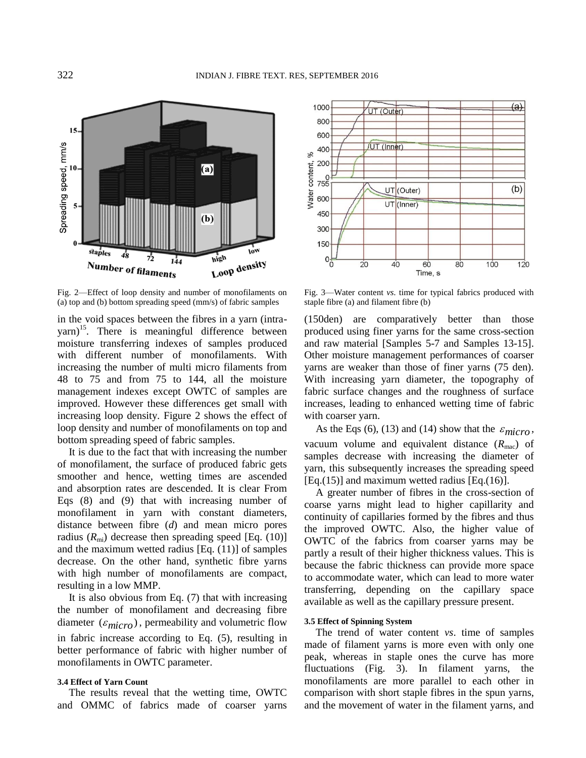Fig. 2—Effect of loop density and number of monofilaments on (a) top and (b) bottom spreading speed (mm/s) of fabric samples

Fig. 3—Water content *vs.* time for typical fabrics produced with staple fibre (a) and filament fibre (b)

in the void spaces between the fibres in a yarn (intra-yarn)[15]. There is meaningful difference between moisture transferring indexes of samples produced with different number of monofilaments. With increasing the number of multi micro filaments from 48 to 75 and from 75 to 144, all the moisture management indexes except OWTC of samples are improved. However these differences get small with increasing loop density. Figure 2 shows the effect of loop density and number of monofilaments on top and bottom spreading speed of fabric samples.

It is due to the fact that with increasing the number of monofilament, the surface of produced fabric gets smoother and hence, wetting times are ascended and absorption rates are descended. It is clear From Eqs (8) and (9) that with increasing number of monofilament in yarn with constant diameters, distance between fibre (*d*) and mean micro pores radius ($R_{mi}$) decrease then spreading speed [Eq. (10)] and the maximum wetted radius [Eq. (11)] of samples decrease. On the other hand, synthetic fibre yarns with high number of monofilaments are compact, resulting in a low MMP.

It is also obvious from Eq. (7) that with increasing the number of monofilament and decreasing fibre diameter ($\varepsilon_{micro}$), permeability and volumetric flow in fabric increase according to Eq. (5), resulting in better performance of fabric with higher number of monofilaments in OWTC parameter.

### 3.4 Effect of Yarn Count

The results reveal that the wetting time, OWTC and OMMC of fabrics made of coarser yarns (150den) are comparatively better than those produced using finer yarns for the same cross-section and raw material [Samples 5-7 and Samples 13-15]. Other moisture management performances of coarser yarns are weaker than those of finer yarns (75 den). With increasing yarn diameter, the topography of fabric surface changes and the roughness of surface increases, leading to enhanced wetting time of fabric with coarser yarn.

As the Eqs (6), (13) and (14) show that the $\varepsilon_{micro}$, vacuum volume and equivalent distance ($R_{mac}$) of samples decrease with increasing the diameter of yarn, this subsequently increases the spreading speed [Eq.(15)] and maximum wetted radius [Eq.(16)].

A greater number of fibres in the cross-section of coarse yarns might lead to higher capillarity and continuity of capillaries formed by the fibres and thus the improved OWTC. Also, the higher value of OWTC of the fabrics from coarser yarns may be partly a result of their higher thickness values. This is because the fabric thickness can provide more space to accommodate water, which can lead to more water transferring, depending on the capillary space available as well as the capillary pressure present.

### 3.5 Effect of Spinning System

The trend of water content *vs*. time of samples made of filament yarns is more even with only one peak, whereas in staple ones the curve has more fluctuations (Fig. 3). In filament yarns, the monofilaments are more parallel to each other in comparison with short staple fibres in the spun yarns, and the movement of water in the filament yarns, and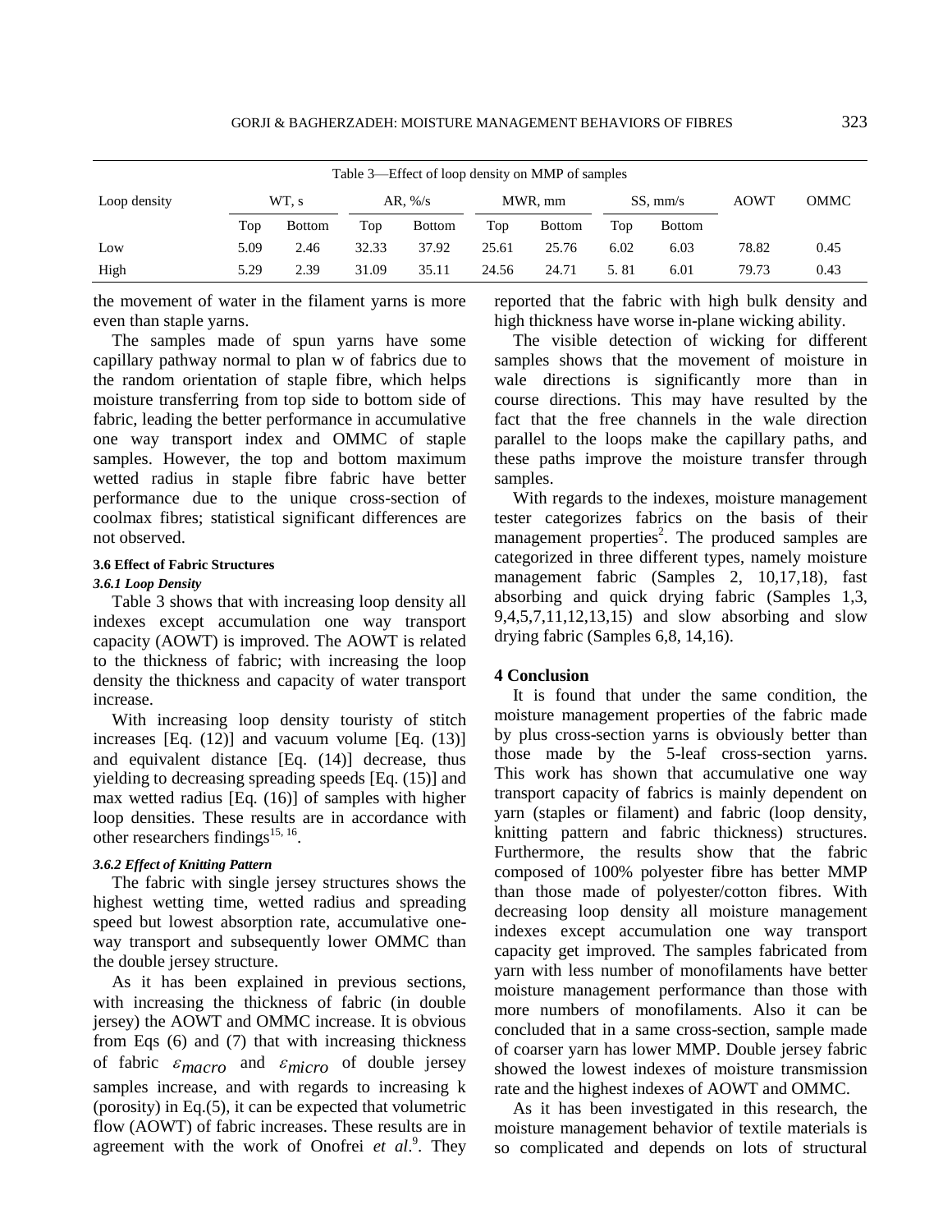Table 3—Effect of loop density on MMP of samples

| Loop density | WT, s | | AR, %/s | | MWR, mm | | SS, mm/s | | AOWT | OMMC |
|---|---|---|---|---|---|---|---|---|---|---|
| | Top | Bottom | Top | Bottom | Top | Bottom | Top | Bottom | | |
| Low | 5.09 | 2.46 | 32.33 | 37.92 | 25.61 | 25.76 | 6.02 | 6.03 | 78.82 | 0.45 |
| High | 5.29 | 2.39 | 31.09 | 35.11 | 24.56 | 24.71 | 5. 81 | 6.01 | 79.73 | 0.43 |

the movement of water in the filament yarns is more even than staple yarns.

The samples made of spun yarns have some capillary pathway normal to plan w of fabrics due to the random orientation of staple fibre, which helps moisture transferring from top side to bottom side of fabric, leading the better performance in accumulative one way transport index and OMMC of staple samples. However, the top and bottom maximum wetted radius in staple fibre fabric have better performance due to the unique cross-section of coolmax fibres; statistical significant differences are not observed.

### 3.6 Effect of Fabric Structures

#### *3.6.1 Loop Density*

Table 3 shows that with increasing loop density all indexes except accumulation one way transport capacity (AOWT) is improved. The AOWT is related to the thickness of fabric; with increasing the loop density the thickness and capacity of water transport increase.

With increasing loop density touristy of stitch increases [Eq. (12)] and vacuum volume [Eq. (13)] and equivalent distance [Eq. (14)] decrease, thus yielding to decreasing spreading speeds [Eq. (15)] and max wetted radius [Eq. (16)] of samples with higher loop densities. These results are in accordance with other researchers findings[15, 16].

#### *3.6.2 Effect of Knitting Pattern*

The fabric with single jersey structures shows the highest wetting time, wetted radius and spreading speed but lowest absorption rate, accumulative one-way transport and subsequently lower OMMC than the double jersey structure.

As it has been explained in previous sections, with increasing the thickness of fabric (in double jersey) the AOWT and OMMC increase. It is obvious from Eqs (6) and (7) that with increasing thickness of fabric $\varepsilon_{macro}$ and $\varepsilon_{micro}$ of double jersey samples increase, and with regards to increasing k (porosity) in Eq.(5), it can be expected that volumetric flow (AOWT) of fabric increases. These results are in agreement with the work of Onofrei *et al*.[9]. They reported that the fabric with high bulk density and high thickness have worse in-plane wicking ability.

The visible detection of wicking for different samples shows that the movement of moisture in wale directions is significantly more than in course directions. This may have resulted by the fact that the free channels in the wale direction parallel to the loops make the capillary paths, and these paths improve the moisture transfer through samples.

With regards to the indexes, moisture management tester categorizes fabrics on the basis of their management properties[2]. The produced samples are categorized in three different types, namely moisture management fabric (Samples 2, 10,17,18), fast absorbing and quick drying fabric (Samples 1,3, 9,4,5,7,11,12,13,15) and slow absorbing and slow drying fabric (Samples 6,8, 14,16).

## 4 Conclusion

It is found that under the same condition, the moisture management properties of the fabric made by plus cross-section yarns is obviously better than those made by the 5-leaf cross-section yarns. This work has shown that accumulative one way transport capacity of fabrics is mainly dependent on yarn (staples or filament) and fabric (loop density, knitting pattern and fabric thickness) structures. Furthermore, the results show that the fabric composed of 100% polyester fibre has better MMP than those made of polyester/cotton fibres. With decreasing loop density all moisture management indexes except accumulation one way transport capacity get improved. The samples fabricated from yarn with less number of monofilaments have better moisture management performance than those with more numbers of monofilaments. Also it can be concluded that in a same cross-section, sample made of coarser yarn has lower MMP. Double jersey fabric showed the lowest indexes of moisture transmission rate and the highest indexes of AOWT and OMMC.

As it has been investigated in this research, the moisture management behavior of textile materials is so complicated and depends on lots of structural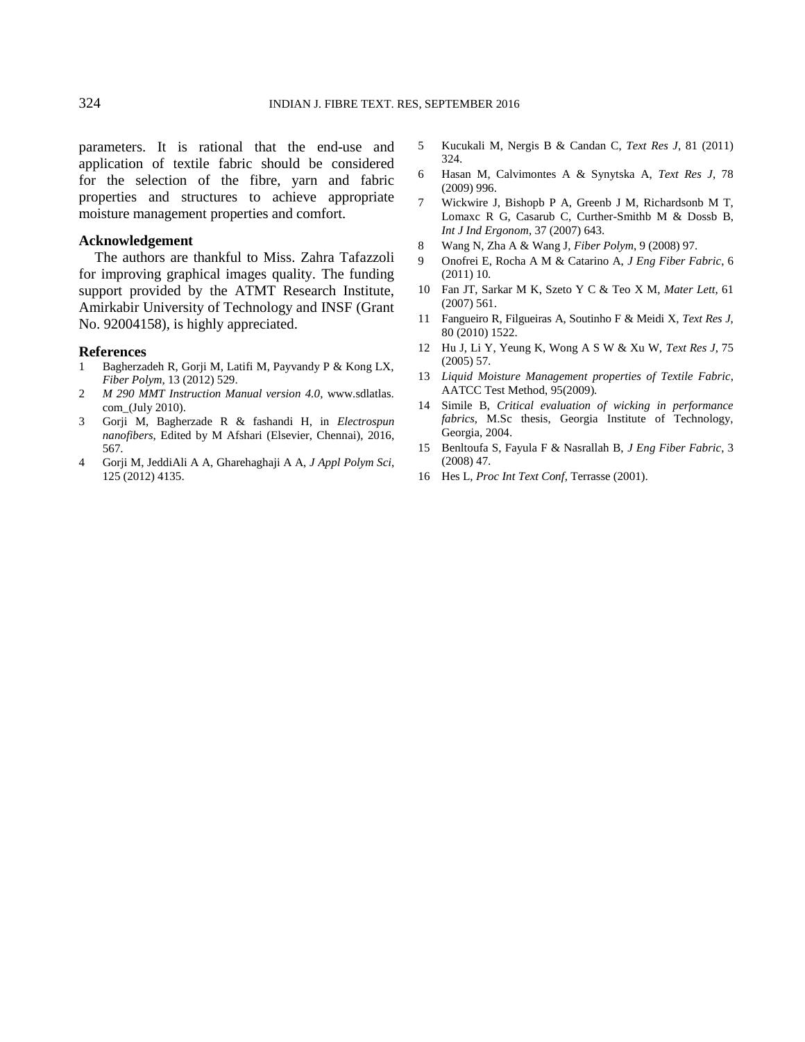parameters. It is rational that the end-use and application of textile fabric should be considered for the selection of the fibre, yarn and fabric properties and structures to achieve appropriate moisture management properties and comfort.

## Acknowledgement

The authors are thankful to Miss. Zahra Tafazzoli for improving graphical images quality. The funding support provided by the ATMT Research Institute, Amirkabir University of Technology and INSF (Grant No. 92004158), is highly appreciated.

## References

1 Bagherzadeh R, Gorji M, Latifi M, Payvandy P & Kong LX, *Fiber Polym*, 13 (2012) 529.

2 *M 290 MMT Instruction Manual version 4.0*, www.sdlatlas.com_(July 2010).

3 Gorji M, Bagherzade R & fashandi H, in *Electrospun nanofibers*, Edited by M Afshari (Elsevier, Chennai), 2016, 567.

4 Gorji M, JeddiAli A A, Gharehaghaji A A, *J Appl Polym Sci*, 125 (2012) 4135.

5 Kucukali M, Nergis B & Candan C, *Text Res J*, 81 (2011) 324.

6 Hasan M, Calvimontes A & Synytska A, *Text Res J*, 78 (2009) 996.

7 Wickwire J, Bishopb P A, Greenb J M, Richardsonb M T, Lomaxc R G, Casarub C, Curther-Smithb M & Dossb B, *Int J Ind Ergonom*, 37 (2007) 643.

8 Wang N, Zha A & Wang J, *Fiber Polym*, 9 (2008) 97.

9 Onofrei E, Rocha A M & Catarino A, *J Eng Fiber Fabric*, 6 (2011) 10.

10 Fan JT, Sarkar M K, Szeto Y C & Teo X M, *Mater Lett*, 61 (2007) 561.

11 Fangueiro R, Filgueiras A, Soutinho F & Meidi X, *Text Res J*, 80 (2010) 1522.

12 Hu J, Li Y, Yeung K, Wong A S W & Xu W, *Text Res J*, 75 (2005) 57.

13 *Liquid Moisture Management properties of Textile Fabric*, AATCC Test Method, 95(2009).

14 Simile B, *Critical evaluation of wicking in performance fabrics*, M.Sc thesis, Georgia Institute of Technology, Georgia, 2004.

15 Benltoufa S, Fayula F & Nasrallah B, *J Eng Fiber Fabric*, 3 (2008) 47.

16 Hes L, *Proc Int Text Conf*, Terrasse (2001).